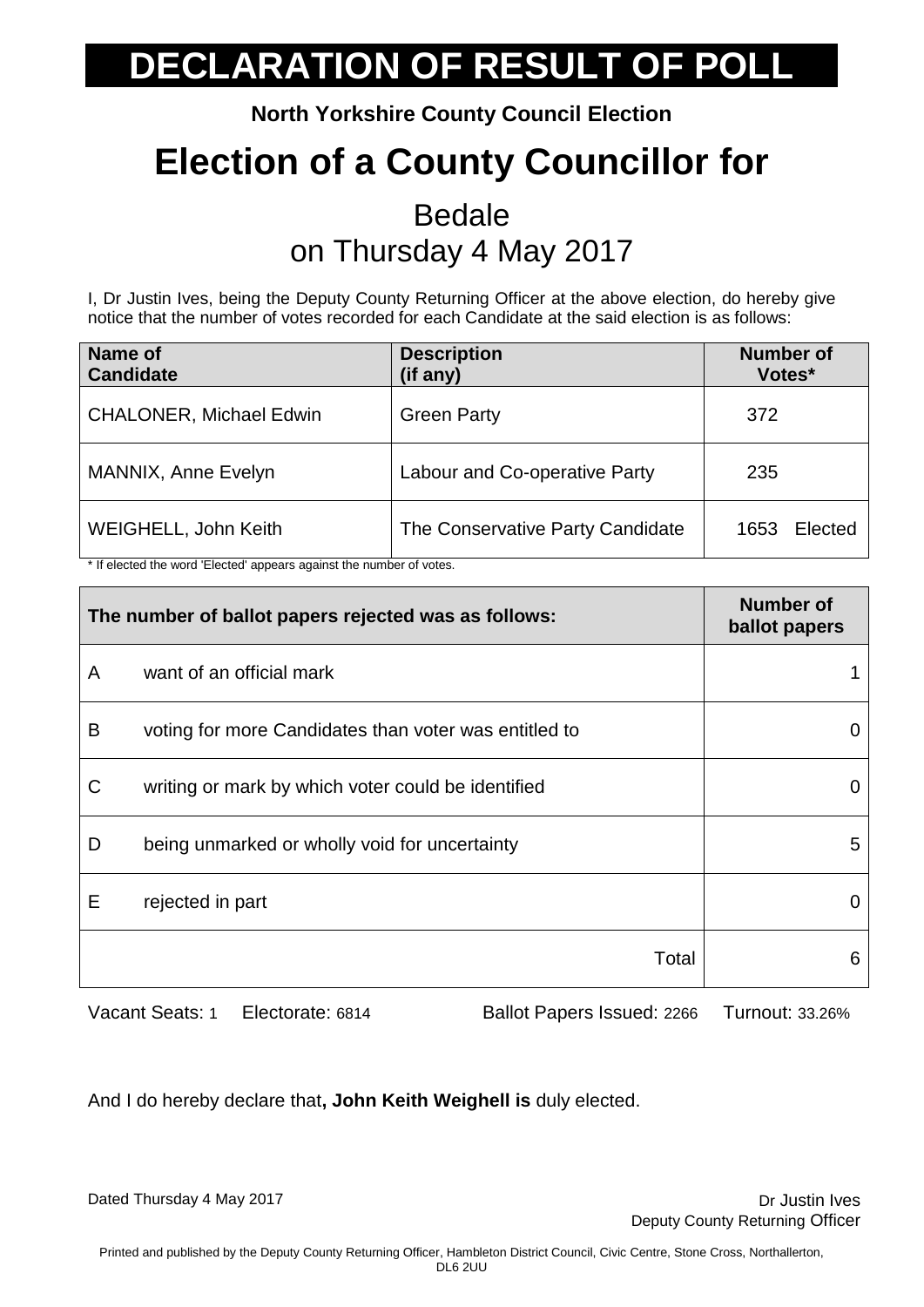# DECLARATION OF RESULT OF POLL

**North Yorkshire County Council Election**

# Election of a County Councillor for

## Bedale
## on Thursday 4 May 2017

I, Dr Justin Ives, being the Deputy County Returning Officer at the above election, do hereby give notice that the number of votes recorded for each Candidate at the said election is as follows:

| Name of Candidate | Description (if any) | Number of Votes* |
|---|---|---|
| CHALONER, Michael Edwin | Green Party | 372 |
| MANNIX, Anne Evelyn | Labour and Co-operative Party | 235 |
| WEIGHELL, John Keith | The Conservative Party Candidate | 1653 Elected |

* If elected the word 'Elected' appears against the number of votes.

| | The number of ballot papers rejected was as follows: | Number of ballot papers |
|---|---|---|
| A | want of an official mark | 1 |
| B | voting for more Candidates than voter was entitled to | 0 |
| C | writing or mark by which voter could be identified | 0 |
| D | being unmarked or wholly void for uncertainty | 5 |
| E | rejected in part | 0 |
| | Total | 6 |

Vacant Seats: 1 Electorate: 6814 Ballot Papers Issued: 2266 Turnout: 33.26%

And I do hereby declare that**, John Keith Weighell is** duly elected.

Dated Thursday 4 May 2017

Dr Justin Ives
Deputy County Returning Officer

Printed and published by the Deputy County Returning Officer, Hambleton District Council, Civic Centre, Stone Cross, Northallerton, DL6 2UU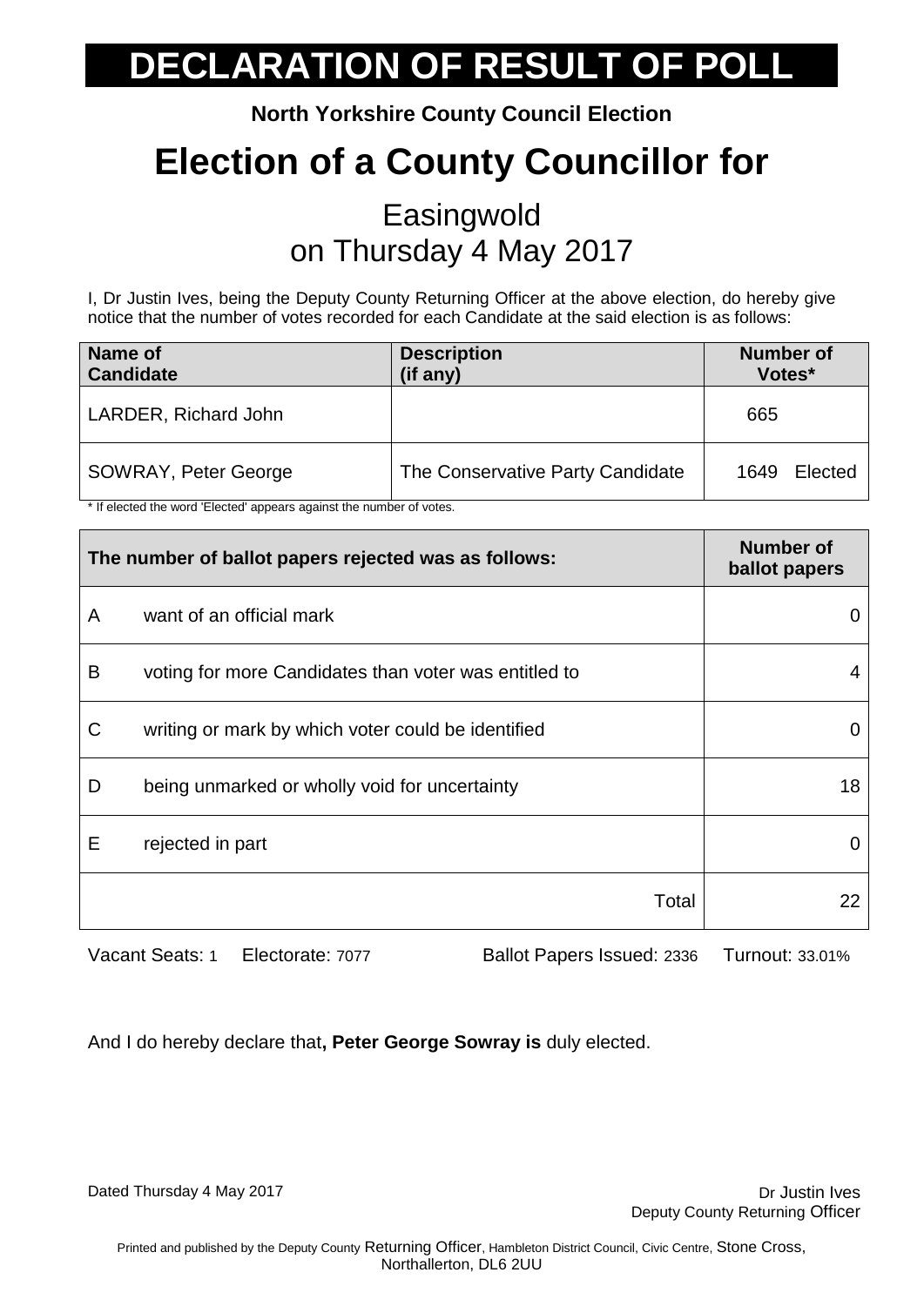# DECLARATION OF RESULT OF POLL

**North Yorkshire County Council Election**

# Election of a County Councillor for

## Easingwold
## on Thursday 4 May 2017

I, Dr Justin Ives, being the Deputy County Returning Officer at the above election, do hereby give notice that the number of votes recorded for each Candidate at the said election is as follows:

| Name of Candidate | Description (if any) | Number of Votes* |
|---|---|---|
| LARDER, Richard John | | 665 |
| SOWRAY, Peter George | The Conservative Party Candidate | 1649 Elected |

* If elected the word 'Elected' appears against the number of votes.

| The number of ballot papers rejected was as follows: | | Number of ballot papers |
|---|---|---|
| A | want of an official mark | 0 |
| B | voting for more Candidates than voter was entitled to | 4 |
| C | writing or mark by which voter could be identified | 0 |
| D | being unmarked or wholly void for uncertainty | 18 |
| E | rejected in part | 0 |
| | Total | 22 |

Vacant Seats: 1 Electorate: 7077 Ballot Papers Issued: 2336 Turnout: 33.01%

And I do hereby declare that**, Peter George Sowray is** duly elected.

Dated Thursday 4 May 2017

Dr Justin Ives
Deputy County Returning Officer

Printed and published by the Deputy County Returning Officer, Hambleton District Council, Civic Centre, Stone Cross, Northallerton, DL6 2UU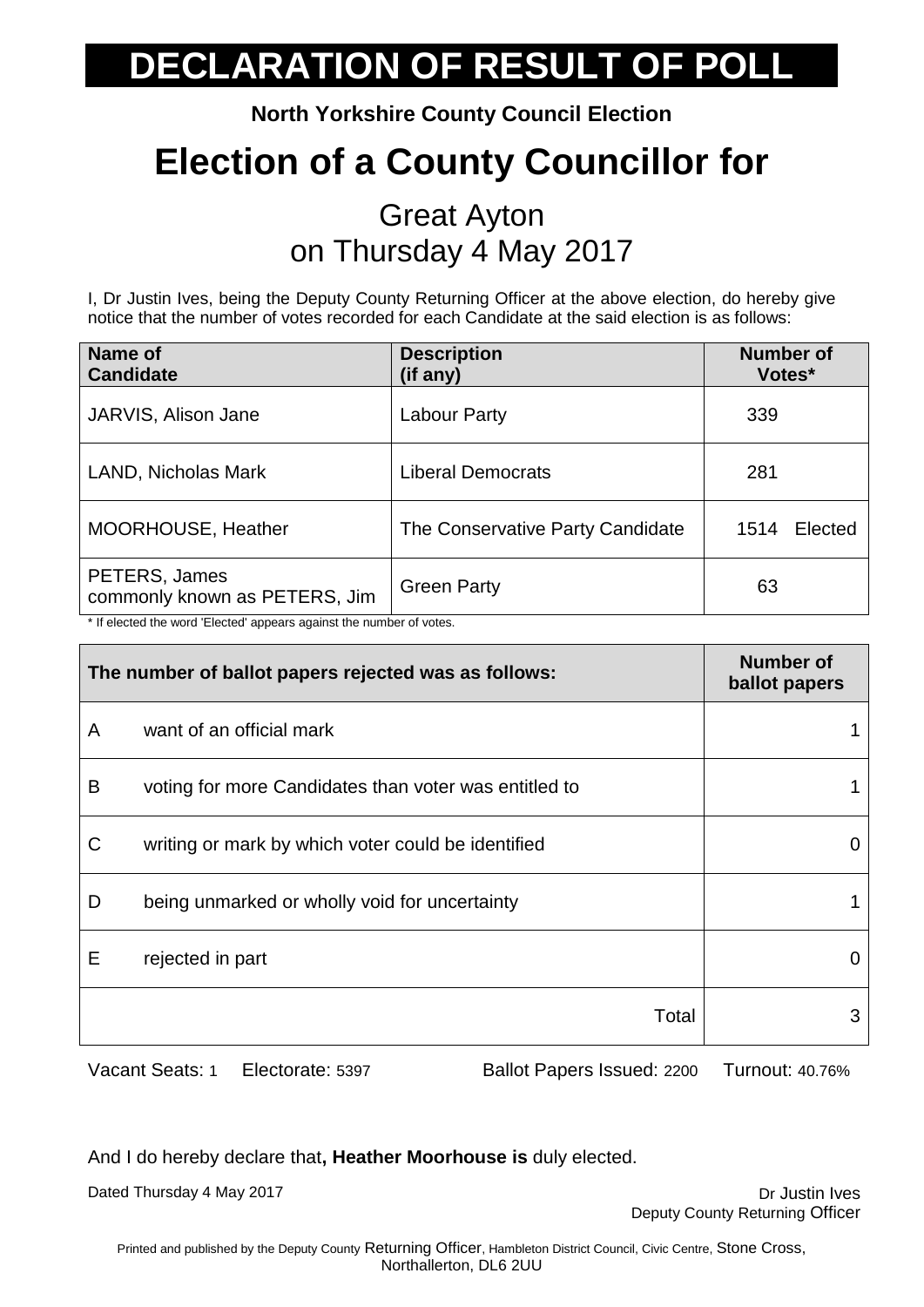# DECLARATION OF RESULT OF POLL

**North Yorkshire County Council Election**

# Election of a County Councillor for

## Great Ayton
## on Thursday 4 May 2017

I, Dr Justin Ives, being the Deputy County Returning Officer at the above election, do hereby give notice that the number of votes recorded for each Candidate at the said election is as follows:

| Name of Candidate | Description (if any) | Number of Votes* |
|---|---|---|
| JARVIS, Alison Jane | Labour Party | 339 |
| LAND, Nicholas Mark | Liberal Democrats | 281 |
| MOORHOUSE, Heather | The Conservative Party Candidate | 1514 Elected |
| PETERS, James commonly known as PETERS, Jim | Green Party | 63 |

* If elected the word 'Elected' appears against the number of votes.

| The number of ballot papers rejected was as follows: | | Number of ballot papers |
|---|---|---|
| A | want of an official mark | 1 |
| B | voting for more Candidates than voter was entitled to | 1 |
| C | writing or mark by which voter could be identified | 0 |
| D | being unmarked or wholly void for uncertainty | 1 |
| E | rejected in part | 0 |
| | Total | 3 |

Vacant Seats: 1 Electorate: 5397 Ballot Papers Issued: 2200 Turnout: 40.76%

And I do hereby declare that**, Heather Moorhouse is** duly elected.

Dated Thursday 4 May 2017

Dr Justin Ives
Deputy County Returning Officer

Printed and published by the Deputy County Returning Officer, Hambleton District Council, Civic Centre, Stone Cross, Northallerton, DL6 2UU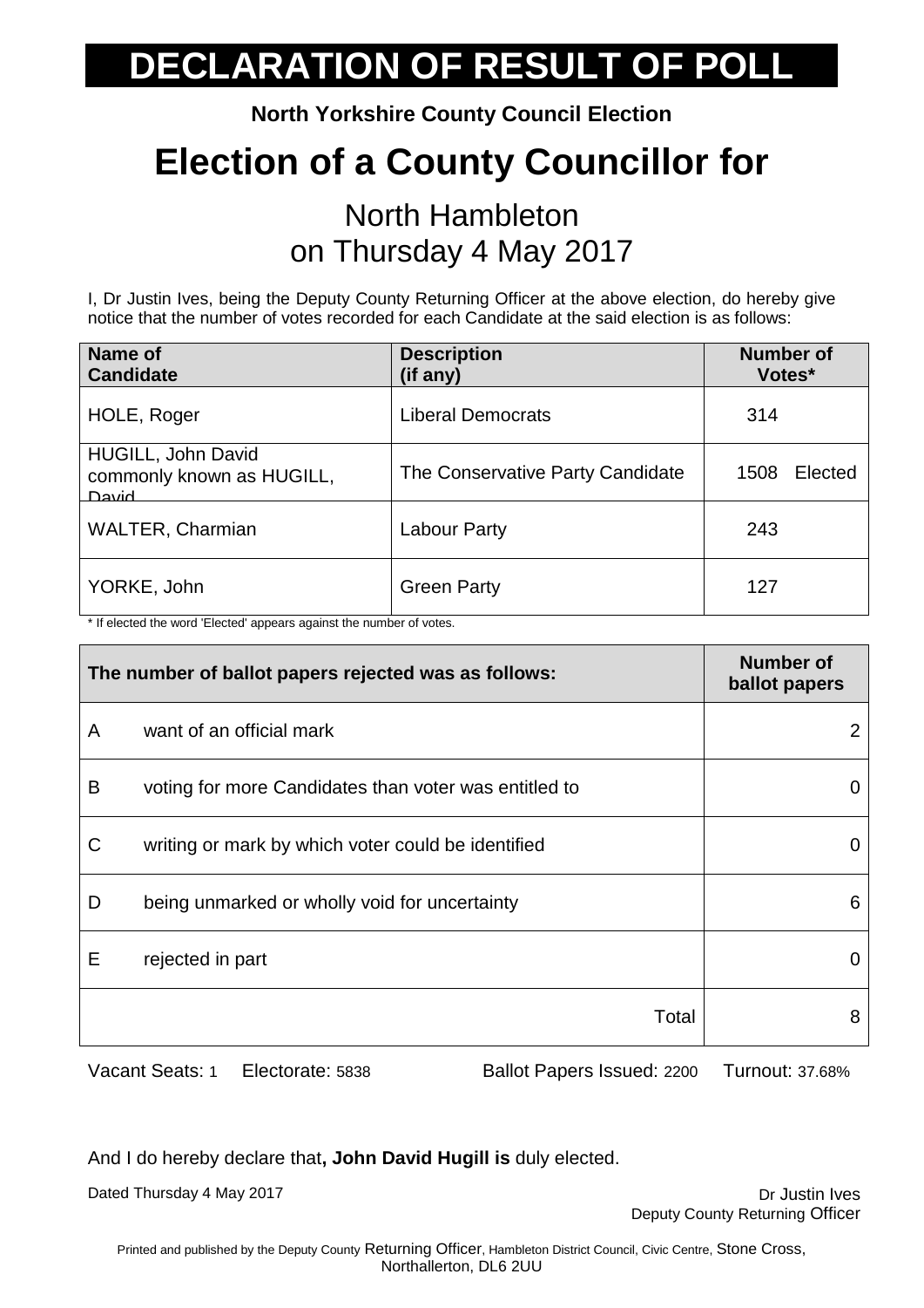# DECLARATION OF RESULT OF POLL

**North Yorkshire County Council Election**

# Election of a County Councillor for

## North Hambleton
## on Thursday 4 May 2017

I, Dr Justin Ives, being the Deputy County Returning Officer at the above election, do hereby give notice that the number of votes recorded for each Candidate at the said election is as follows:

| Name of Candidate | Description (if any) | Number of Votes* |
|---|---|---|
| HOLE, Roger | Liberal Democrats | 314 |
| HUGILL, John David commonly known as HUGILL, David | The Conservative Party Candidate | 1508 Elected |
| WALTER, Charmian | Labour Party | 243 |
| YORKE, John | Green Party | 127 |

\* If elected the word 'Elected' appears against the number of votes.

| | The number of ballot papers rejected was as follows: | Number of ballot papers |
|---|---|---|
| A | want of an official mark | 2 |
| B | voting for more Candidates than voter was entitled to | 0 |
| C | writing or mark by which voter could be identified | 0 |
| D | being unmarked or wholly void for uncertainty | 6 |
| E | rejected in part | 0 |
| | Total | 8 |

Vacant Seats: 1 Electorate: 5838 Ballot Papers Issued: 2200 Turnout: 37.68%

And I do hereby declare that**, John David Hugill is** duly elected.

Dated Thursday 4 May 2017

Dr Justin Ives
Deputy County Returning Officer

Printed and published by the Deputy County Returning Officer, Hambleton District Council, Civic Centre, Stone Cross, Northallerton, DL6 2UU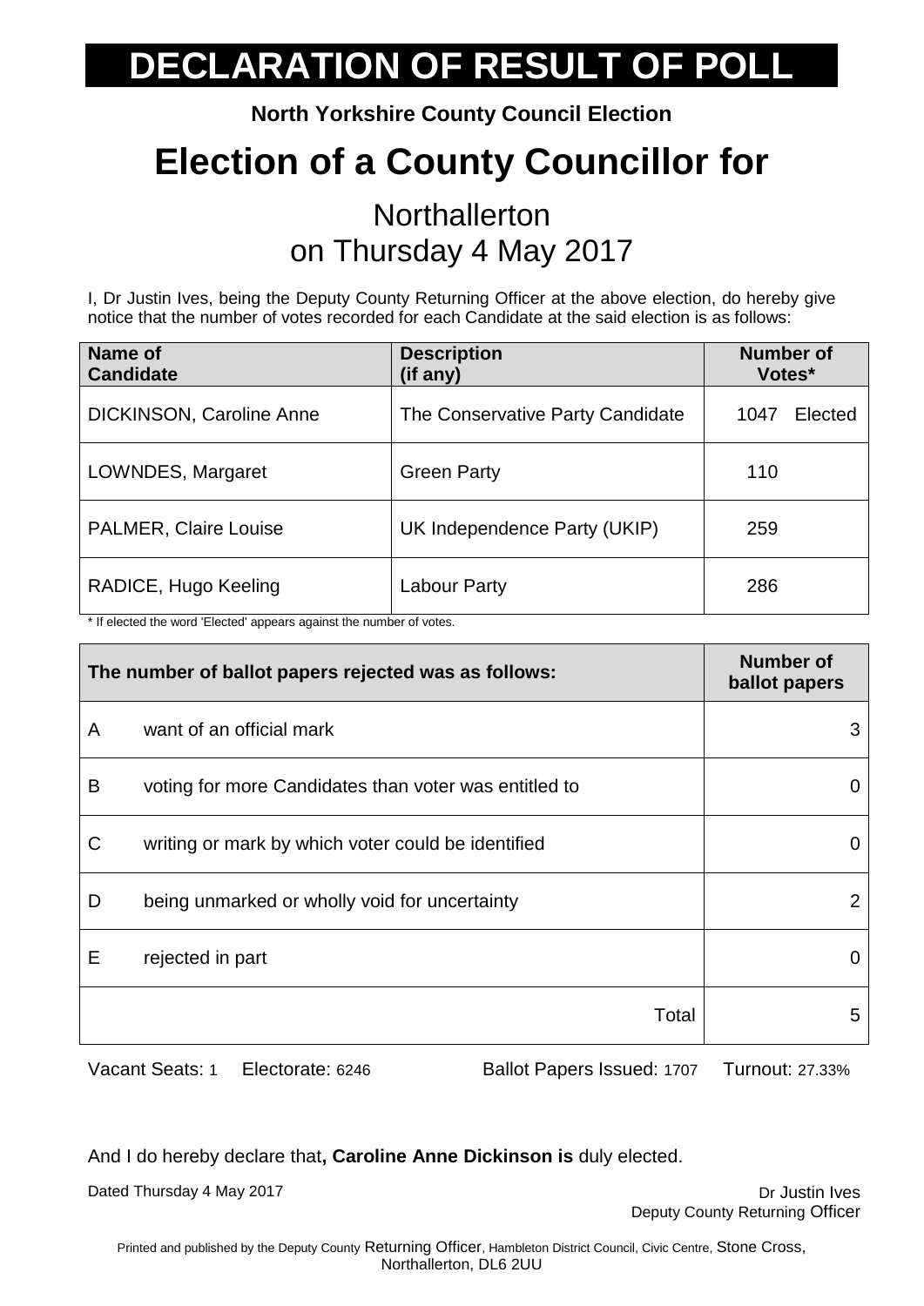# DECLARATION OF RESULT OF POLL

**North Yorkshire County Council Election**

# Election of a County Councillor for

## Northallerton
## on Thursday 4 May 2017

I, Dr Justin Ives, being the Deputy County Returning Officer at the above election, do hereby give notice that the number of votes recorded for each Candidate at the said election is as follows:

| Name of Candidate | Description (if any) | Number of Votes* |
|---|---|---|
| DICKINSON, Caroline Anne | The Conservative Party Candidate | 1047 Elected |
| LOWNDES, Margaret | Green Party | 110 |
| PALMER, Claire Louise | UK Independence Party (UKIP) | 259 |
| RADICE, Hugo Keeling | Labour Party | 286 |

\* If elected the word 'Elected' appears against the number of votes.

| The number of ballot papers rejected was as follows: | | Number of ballot papers |
|---|---|---|
| A | want of an official mark | 3 |
| B | voting for more Candidates than voter was entitled to | 0 |
| C | writing or mark by which voter could be identified | 0 |
| D | being unmarked or wholly void for uncertainty | 2 |
| E | rejected in part | 0 |
| | Total | 5 |

Vacant Seats: 1 Electorate: 6246 Ballot Papers Issued: 1707 Turnout: 27.33%

And I do hereby declare that**, Caroline Anne Dickinson is** duly elected.

Dated Thursday 4 May 2017

Dr Justin Ives
Deputy County Returning Officer

Printed and published by the Deputy County Returning Officer, Hambleton District Council, Civic Centre, Stone Cross, Northallerton, DL6 2UU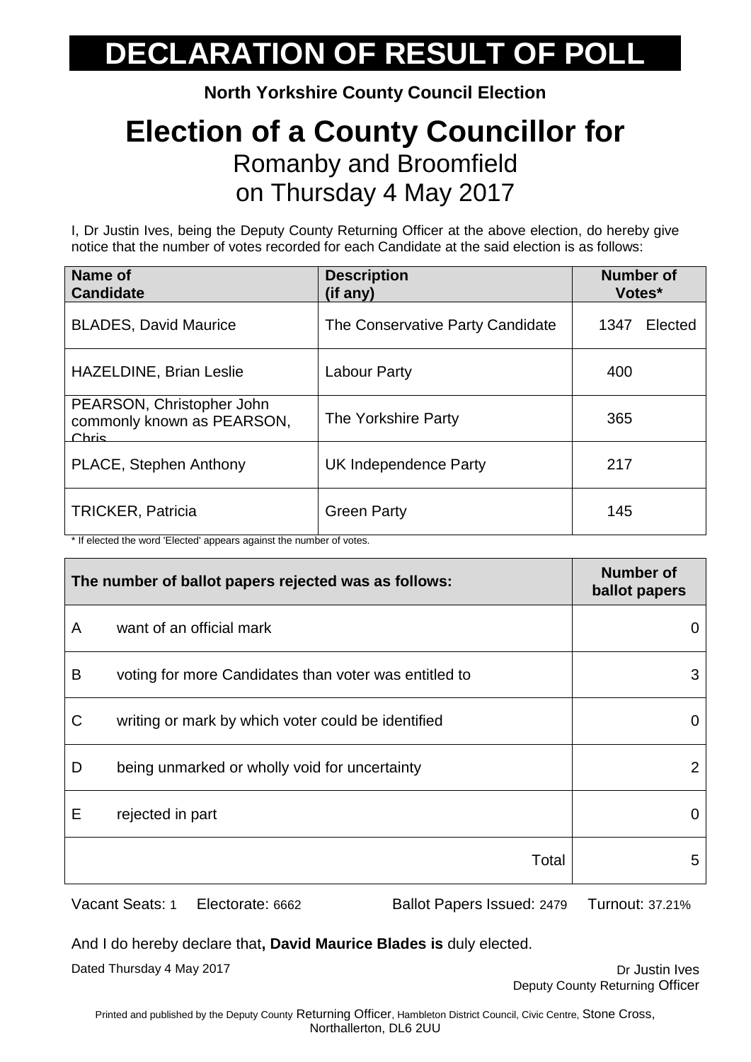# DECLARATION OF RESULT OF POLL

**North Yorkshire County Council Election**

## Election of a County Councillor for

Romanby and Broomfield
on Thursday 4 May 2017

I, Dr Justin Ives, being the Deputy County Returning Officer at the above election, do hereby give notice that the number of votes recorded for each Candidate at the said election is as follows:

| Name of Candidate | Description (if any) | Number of Votes* |
|---|---|---|
| BLADES, David Maurice | The Conservative Party Candidate | 1347 Elected |
| HAZELDINE, Brian Leslie | Labour Party | 400 |
| PEARSON, Christopher John commonly known as PEARSON, Chris | The Yorkshire Party | 365 |
| PLACE, Stephen Anthony | UK Independence Party | 217 |
| TRICKER, Patricia | Green Party | 145 |

\* If elected the word 'Elected' appears against the number of votes.

| | The number of ballot papers rejected was as follows: | Number of ballot papers |
|---|---|---|
| A | want of an official mark | 0 |
| B | voting for more Candidates than voter was entitled to | 3 |
| C | writing or mark by which voter could be identified | 0 |
| D | being unmarked or wholly void for uncertainty | 2 |
| E | rejected in part | 0 |
| | Total | 5 |

Vacant Seats: 1 Electorate: 6662 Ballot Papers Issued: 2479 Turnout: 37.21%

And I do hereby declare that**, David Maurice Blades is** duly elected.

Dated Thursday 4 May 2017

Dr Justin Ives
Deputy County Returning Officer

Printed and published by the Deputy County Returning Officer, Hambleton District Council, Civic Centre, Stone Cross, Northallerton, DL6 2UU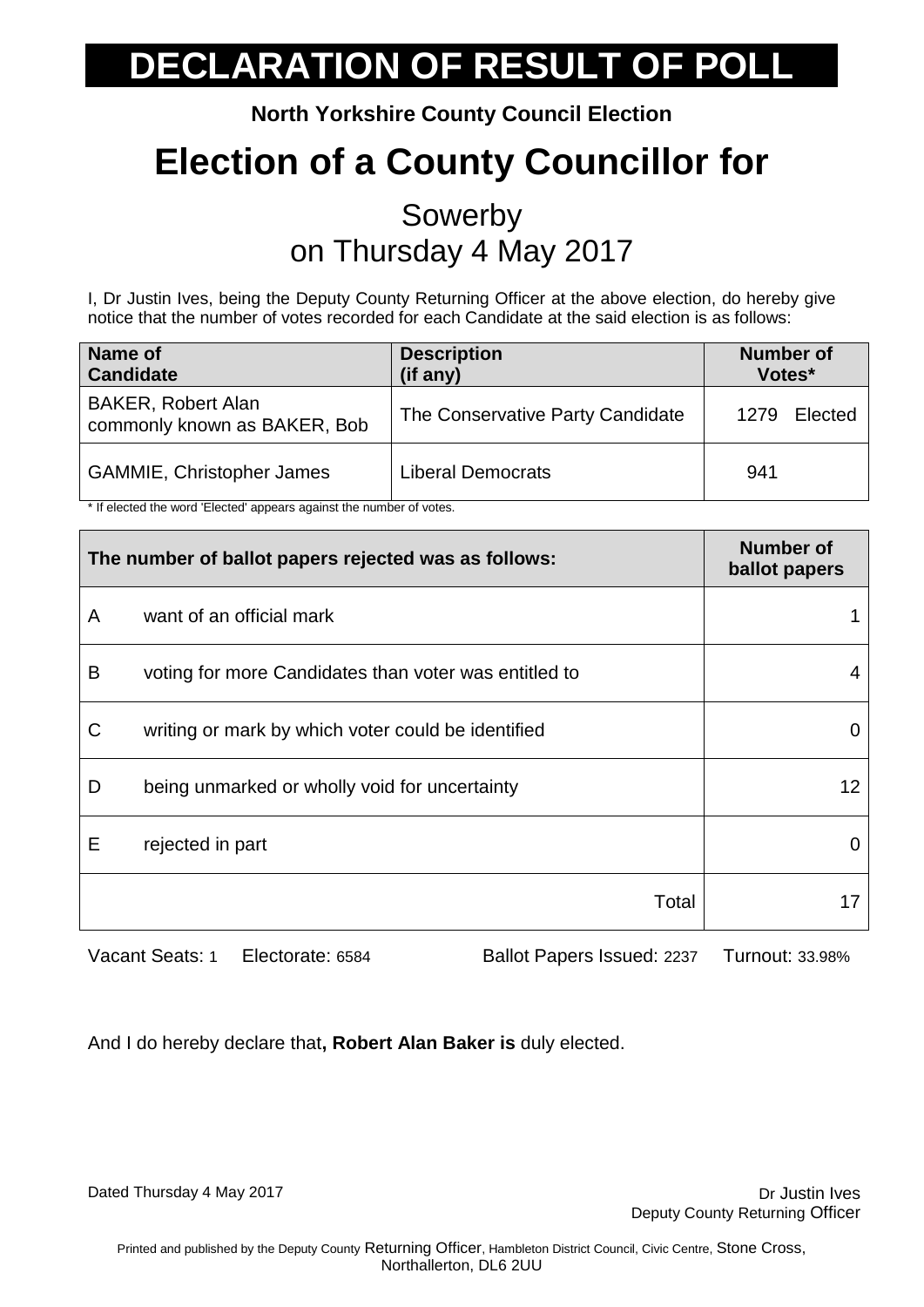# DECLARATION OF RESULT OF POLL

**North Yorkshire County Council Election**

# Election of a County Councillor for

## Sowerby
## on Thursday 4 May 2017

I, Dr Justin Ives, being the Deputy County Returning Officer at the above election, do hereby give notice that the number of votes recorded for each Candidate at the said election is as follows:

| Name of Candidate | Description (if any) | Number of Votes* |
|---|---|---|
| BAKER, Robert Alan commonly known as BAKER, Bob | The Conservative Party Candidate | 1279 Elected |
| GAMMIE, Christopher James | Liberal Democrats | 941 |

* If elected the word 'Elected' appears against the number of votes.

| | The number of ballot papers rejected was as follows: | Number of ballot papers |
|---|---|---|
| A | want of an official mark | 1 |
| B | voting for more Candidates than voter was entitled to | 4 |
| C | writing or mark by which voter could be identified | 0 |
| D | being unmarked or wholly void for uncertainty | 12 |
| E | rejected in part | 0 |
| | Total | 17 |

Vacant Seats: 1 Electorate: 6584 Ballot Papers Issued: 2237 Turnout: 33.98%

And I do hereby declare that**, Robert Alan Baker is** duly elected.

Dated Thursday 4 May 2017

Dr Justin Ives
Deputy County Returning Officer

Printed and published by the Deputy County Returning Officer, Hambleton District Council, Civic Centre, Stone Cross, Northallerton, DL6 2UU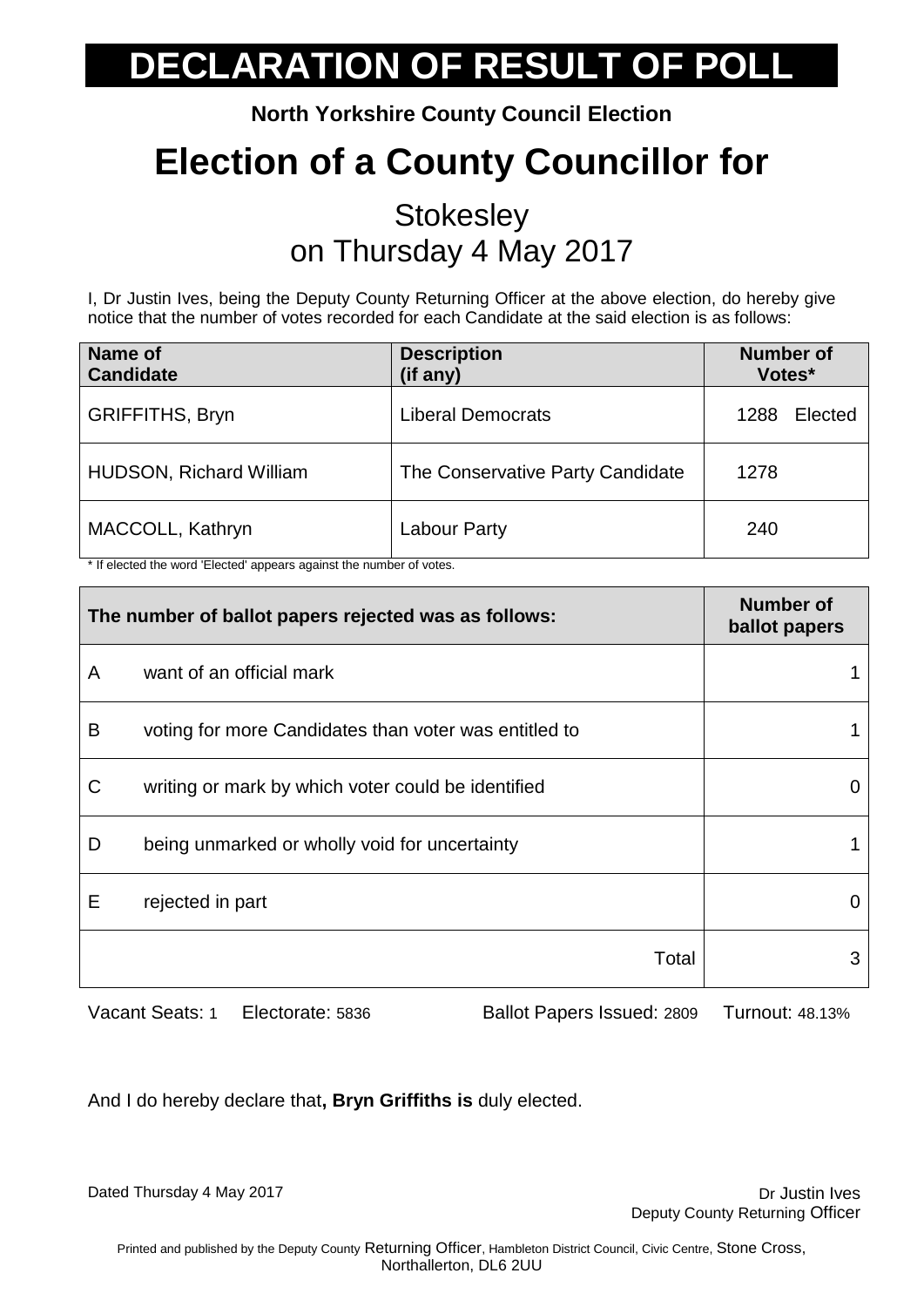# DECLARATION OF RESULT OF POLL

**North Yorkshire County Council Election**

# Election of a County Councillor for

## Stokesley
## on Thursday 4 May 2017

I, Dr Justin Ives, being the Deputy County Returning Officer at the above election, do hereby give notice that the number of votes recorded for each Candidate at the said election is as follows:

| Name of Candidate | Description (if any) | Number of Votes* |
|---|---|---|
| GRIFFITHS, Bryn | Liberal Democrats | 1288 Elected |
| HUDSON, Richard William | The Conservative Party Candidate | 1278 |
| MACCOLL, Kathryn | Labour Party | 240 |

* If elected the word 'Elected' appears against the number of votes.

| | The number of ballot papers rejected was as follows: | Number of ballot papers |
|---|---|---|
| A | want of an official mark | 1 |
| B | voting for more Candidates than voter was entitled to | 1 |
| C | writing or mark by which voter could be identified | 0 |
| D | being unmarked or wholly void for uncertainty | 1 |
| E | rejected in part | 0 |
| | Total | 3 |

Vacant Seats: 1 Electorate: 5836 Ballot Papers Issued: 2809 Turnout: 48.13%

And I do hereby declare that**, Bryn Griffiths is** duly elected.

Dated Thursday 4 May 2017

Dr Justin Ives
Deputy County Returning Officer

Printed and published by the Deputy County Returning Officer, Hambleton District Council, Civic Centre, Stone Cross, Northallerton, DL6 2UU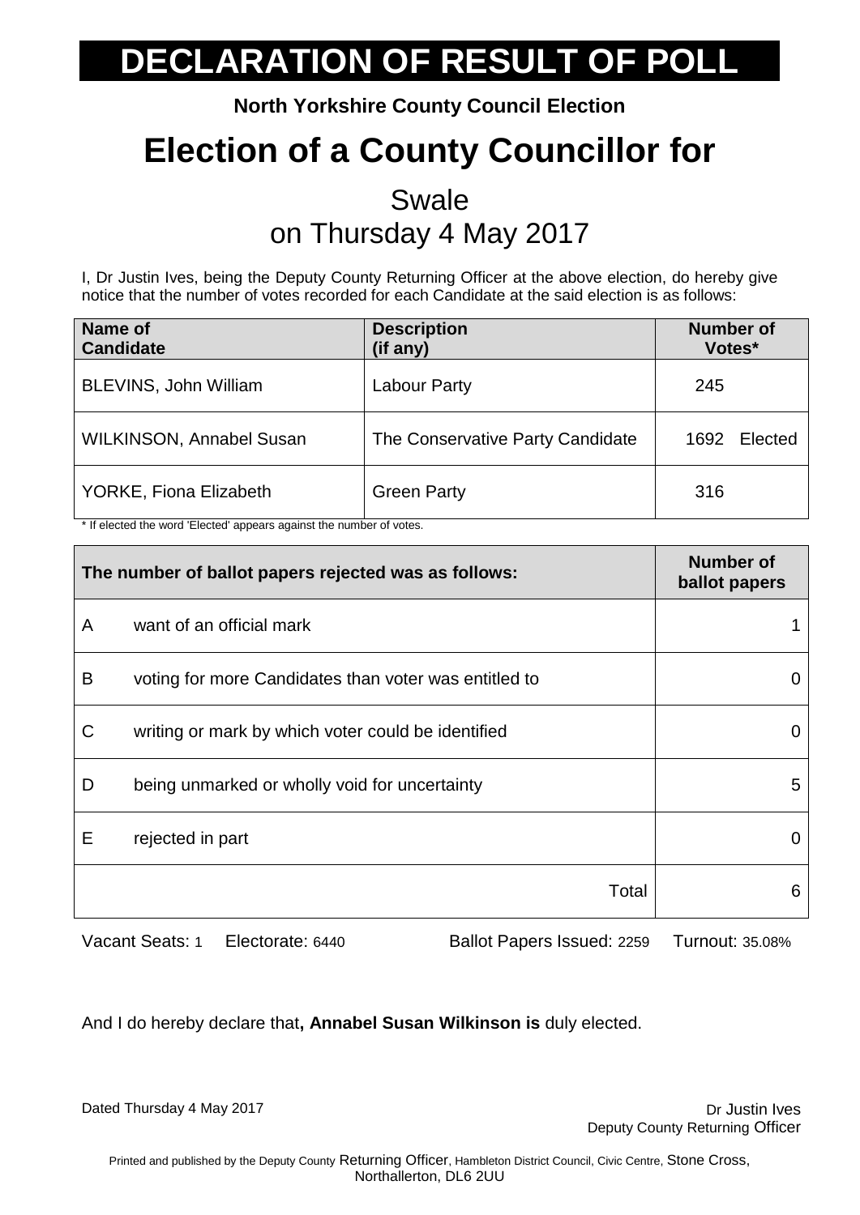# DECLARATION OF RESULT OF POLL

**North Yorkshire County Council Election**

# Election of a County Councillor for

## Swale
## on Thursday 4 May 2017

I, Dr Justin Ives, being the Deputy County Returning Officer at the above election, do hereby give notice that the number of votes recorded for each Candidate at the said election is as follows:

| Name of Candidate | Description (if any) | Number of Votes* |
|---|---|---|
| BLEVINS, John William | Labour Party | 245 |
| WILKINSON, Annabel Susan | The Conservative Party Candidate | 1692 Elected |
| YORKE, Fiona Elizabeth | Green Party | 316 |

\* If elected the word 'Elected' appears against the number of votes.

| The number of ballot papers rejected was as follows: | | Number of ballot papers |
|---|---|---|
| A | want of an official mark | 1 |
| B | voting for more Candidates than voter was entitled to | 0 |
| C | writing or mark by which voter could be identified | 0 |
| D | being unmarked or wholly void for uncertainty | 5 |
| E | rejected in part | 0 |
| | Total | 6 |

Vacant Seats: 1 Electorate: 6440 Ballot Papers Issued: 2259 Turnout: 35.08%

And I do hereby declare that**, Annabel Susan Wilkinson is** duly elected.

Dated Thursday 4 May 2017

Dr Justin Ives
Deputy County Returning Officer

Printed and published by the Deputy County Returning Officer, Hambleton District Council, Civic Centre, Stone Cross, Northallerton, DL6 2UU